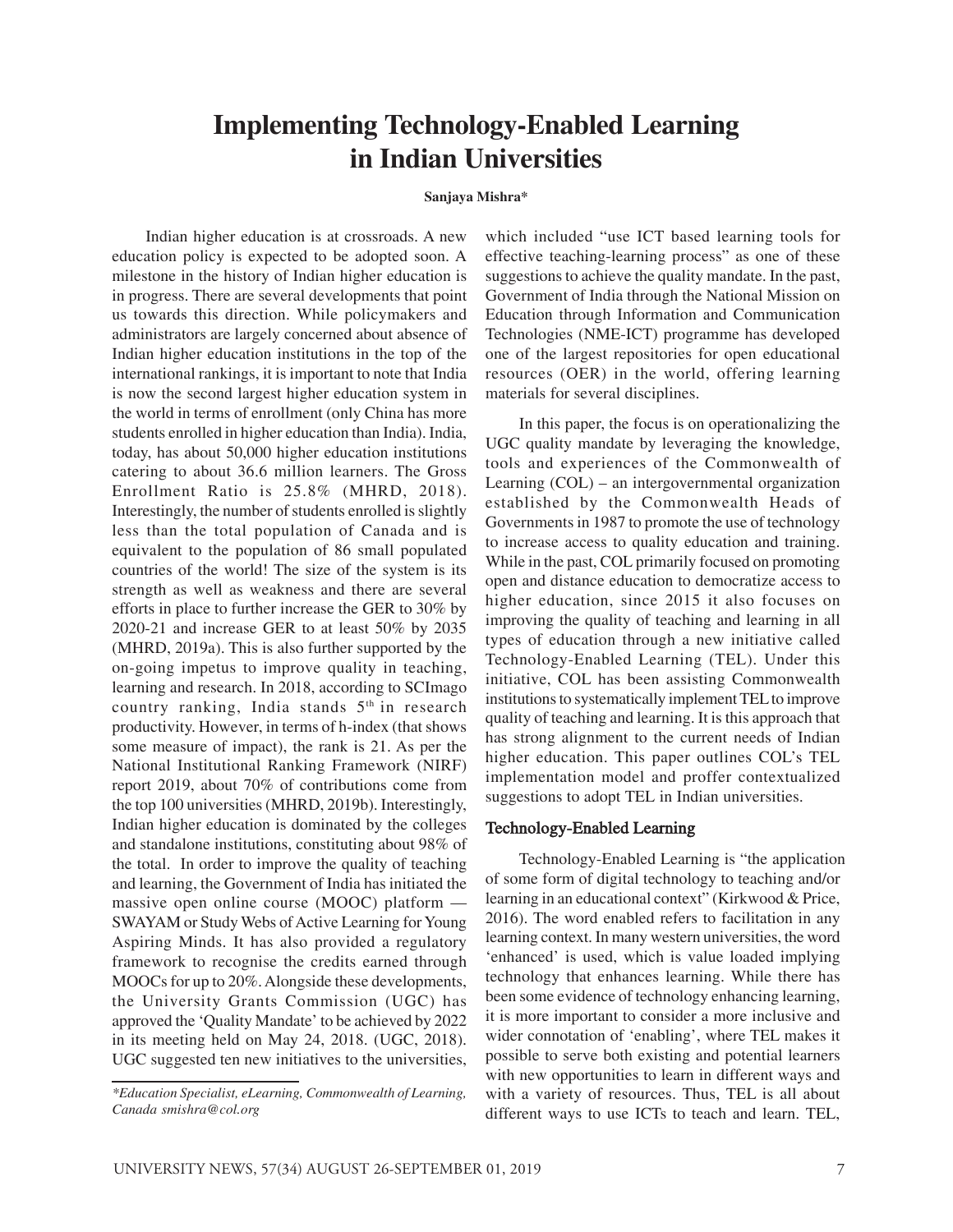# Implementing Technology-Enabled Learning in Indian Universities

**Sanjaya Mishra***

Indian higher education is at crossroads. A new education policy is expected to be adopted soon. A milestone in the history of Indian higher education is in progress. There are several developments that point us towards this direction. While policymakers and administrators are largely concerned about absence of Indian higher education institutions in the top of the international rankings, it is important to note that India is now the second largest higher education system in the world in terms of enrollment (only China has more students enrolled in higher education than India). India, today, has about 50,000 higher education institutions catering to about 36.6 million learners. The Gross Enrollment Ratio is 25.8% (MHRD, 2018). Interestingly, the number of students enrolled is slightly less than the total population of Canada and is equivalent to the population of 86 small populated countries of the world! The size of the system is its strength as well as weakness and there are several efforts in place to further increase the GER to 30% by 2020-21 and increase GER to at least 50% by 2035 (MHRD, 2019a). This is also further supported by the on-going impetus to improve quality in teaching, learning and research. In 2018, according to SCImago country ranking, India stands 5th in research productivity. However, in terms of h-index (that shows some measure of impact), the rank is 21. As per the National Institutional Ranking Framework (NIRF) report 2019, about 70% of contributions come from the top 100 universities (MHRD, 2019b). Interestingly, Indian higher education is dominated by the colleges and standalone institutions, constituting about 98% of the total. In order to improve the quality of teaching and learning, the Government of India has initiated the massive open online course (MOOC) platform — SWAYAM or Study Webs of Active Learning for Young Aspiring Minds. It has also provided a regulatory framework to recognise the credits earned through MOOCs for up to 20%. Alongside these developments, the University Grants Commission (UGC) has approved the 'Quality Mandate' to be achieved by 2022 in its meeting held on May 24, 2018. (UGC, 2018). UGC suggested ten new initiatives to the universities, which included "use ICT based learning tools for effective teaching-learning process" as one of these suggestions to achieve the quality mandate. In the past, Government of India through the National Mission on Education through Information and Communication Technologies (NME-ICT) programme has developed one of the largest repositories for open educational resources (OER) in the world, offering learning materials for several disciplines.

In this paper, the focus is on operationalizing the UGC quality mandate by leveraging the knowledge, tools and experiences of the Commonwealth of Learning (COL) – an intergovernmental organization established by the Commonwealth Heads of Governments in 1987 to promote the use of technology to increase access to quality education and training. While in the past, COL primarily focused on promoting open and distance education to democratize access to higher education, since 2015 it also focuses on improving the quality of teaching and learning in all types of education through a new initiative called Technology-Enabled Learning (TEL). Under this initiative, COL has been assisting Commonwealth institutions to systematically implement TEL to improve quality of teaching and learning. It is this approach that has strong alignment to the current needs of Indian higher education. This paper outlines COL's TEL implementation model and proffer contextualized suggestions to adopt TEL in Indian universities.

## Technology-Enabled Learning

Technology-Enabled Learning is "the application of some form of digital technology to teaching and/or learning in an educational context" (Kirkwood & Price, 2016). The word enabled refers to facilitation in any learning context. In many western universities, the word 'enhanced' is used, which is value loaded implying technology that enhances learning. While there has been some evidence of technology enhancing learning, it is more important to consider a more inclusive and wider connotation of 'enabling', where TEL makes it possible to serve both existing and potential learners with new opportunities to learn in different ways and with a variety of resources. Thus, TEL is all about different ways to use ICTs to teach and learn. TEL,

*\*Education Specialist, eLearning, Commonwealth of Learning, Canada smishra@col.org*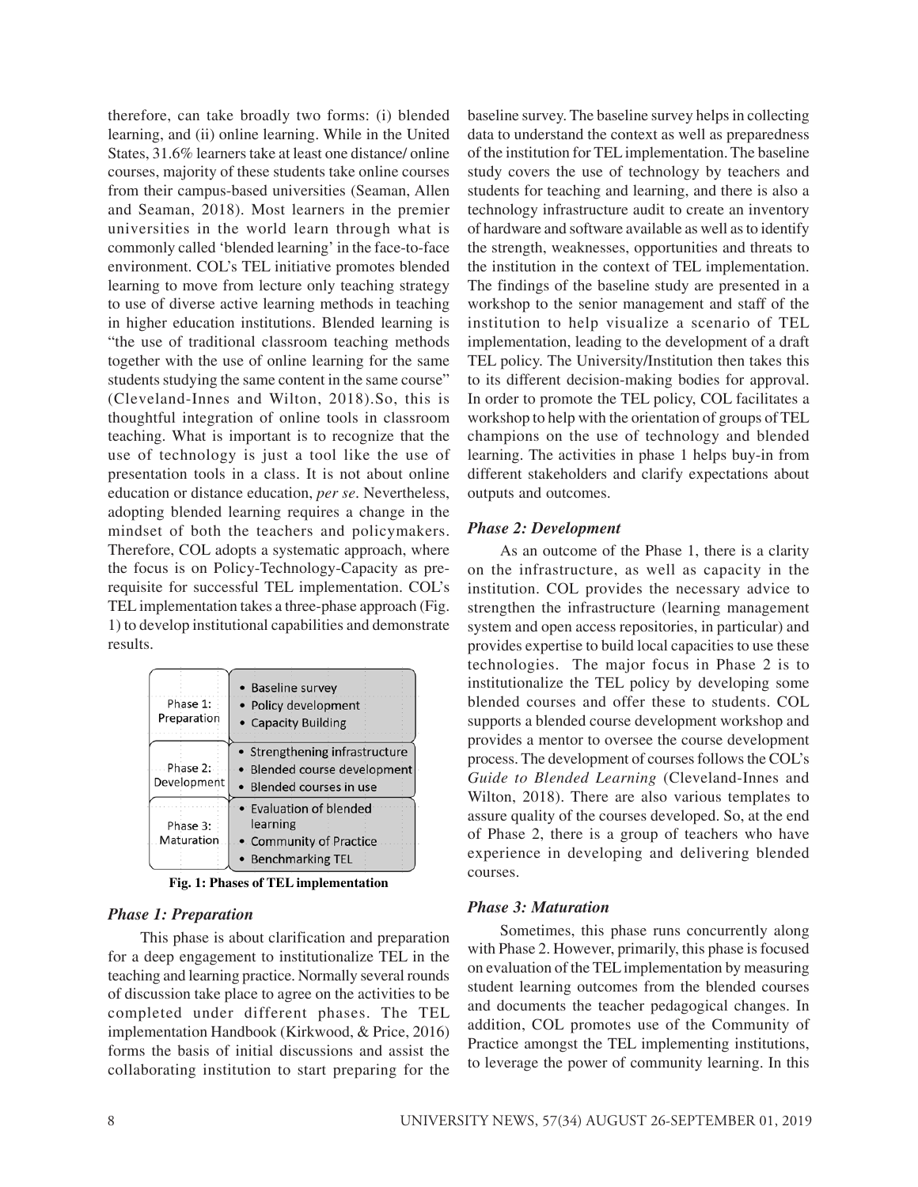therefore, can take broadly two forms: (i) blended learning, and (ii) online learning. While in the United States, 31.6% learners take at least one distance/ online courses, majority of these students take online courses from their campus-based universities (Seaman, Allen and Seaman, 2018). Most learners in the premier universities in the world learn through what is commonly called 'blended learning' in the face-to-face environment. COL's TEL initiative promotes blended learning to move from lecture only teaching strategy to use of diverse active learning methods in teaching in higher education institutions. Blended learning is "the use of traditional classroom teaching methods together with the use of online learning for the same students studying the same content in the same course" (Cleveland-Innes and Wilton, 2018).So, this is thoughtful integration of online tools in classroom teaching. What is important is to recognize that the use of technology is just a tool like the use of presentation tools in a class. It is not about online education or distance education, *per se*. Nevertheless, adopting blended learning requires a change in the mindset of both the teachers and policymakers. Therefore, COL adopts a systematic approach, where the focus is on Policy-Technology-Capacity as pre-requisite for successful TEL implementation. COL's TEL implementation takes a three-phase approach (Fig. 1) to develop institutional capabilities and demonstrate results.

| Phase | Activities |
|---|---|
| Phase 1: Preparation | • Baseline survey<br>• Policy development<br>• Capacity Building |
| Phase 2: Development | • Strengthening infrastructure<br>• Blended course development<br>• Blended courses in use |
| Phase 3: Maturation | • Evaluation of blended learning<br>• Community of Practice<br>• Benchmarking TEL |

**Fig. 1: Phases of TEL implementation**

### *Phase 1: Preparation*

This phase is about clarification and preparation for a deep engagement to institutionalize TEL in the teaching and learning practice. Normally several rounds of discussion take place to agree on the activities to be completed under different phases. The TEL implementation Handbook (Kirkwood, & Price, 2016) forms the basis of initial discussions and assist the collaborating institution to start preparing for the baseline survey. The baseline survey helps in collecting data to understand the context as well as preparedness of the institution for TEL implementation. The baseline study covers the use of technology by teachers and students for teaching and learning, and there is also a technology infrastructure audit to create an inventory of hardware and software available as well as to identify the strength, weaknesses, opportunities and threats to the institution in the context of TEL implementation. The findings of the baseline study are presented in a workshop to the senior management and staff of the institution to help visualize a scenario of TEL implementation, leading to the development of a draft TEL policy. The University/Institution then takes this to its different decision-making bodies for approval. In order to promote the TEL policy, COL facilitates a workshop to help with the orientation of groups of TEL champions on the use of technology and blended learning. The activities in phase 1 helps buy-in from different stakeholders and clarify expectations about outputs and outcomes.

### *Phase 2: Development*

As an outcome of the Phase 1, there is a clarity on the infrastructure, as well as capacity in the institution. COL provides the necessary advice to strengthen the infrastructure (learning management system and open access repositories, in particular) and provides expertise to build local capacities to use these technologies. The major focus in Phase 2 is to institutionalize the TEL policy by developing some blended courses and offer these to students. COL supports a blended course development workshop and provides a mentor to oversee the course development process. The development of courses follows the COL's *Guide to Blended Learning* (Cleveland-Innes and Wilton, 2018). There are also various templates to assure quality of the courses developed. So, at the end of Phase 2, there is a group of teachers who have experience in developing and delivering blended courses.

### *Phase 3: Maturation*

Sometimes, this phase runs concurrently along with Phase 2. However, primarily, this phase is focused on evaluation of the TEL implementation by measuring student learning outcomes from the blended courses and documents the teacher pedagogical changes. In addition, COL promotes use of the Community of Practice amongst the TEL implementing institutions, to leverage the power of community learning. In this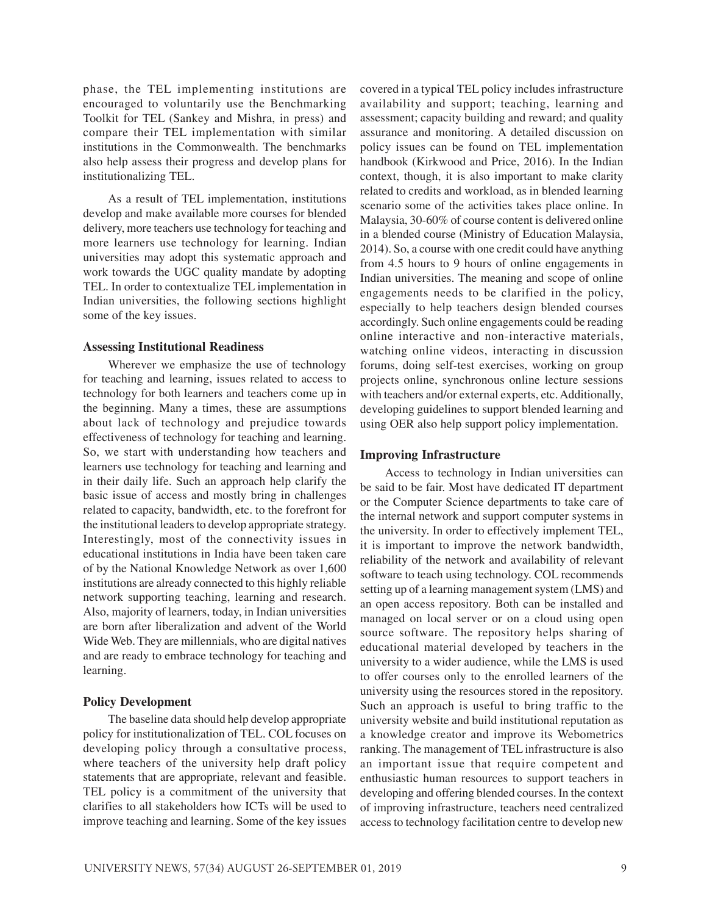phase, the TEL implementing institutions are encouraged to voluntarily use the Benchmarking Toolkit for TEL (Sankey and Mishra, in press) and compare their TEL implementation with similar institutions in the Commonwealth. The benchmarks also help assess their progress and develop plans for institutionalizing TEL.

As a result of TEL implementation, institutions develop and make available more courses for blended delivery, more teachers use technology for teaching and more learners use technology for learning. Indian universities may adopt this systematic approach and work towards the UGC quality mandate by adopting TEL. In order to contextualize TEL implementation in Indian universities, the following sections highlight some of the key issues.

### Assessing Institutional Readiness

Wherever we emphasize the use of technology for teaching and learning, issues related to access to technology for both learners and teachers come up in the beginning. Many a times, these are assumptions about lack of technology and prejudice towards effectiveness of technology for teaching and learning. So, we start with understanding how teachers and learners use technology for teaching and learning and in their daily life. Such an approach help clarify the basic issue of access and mostly bring in challenges related to capacity, bandwidth, etc. to the forefront for the institutional leaders to develop appropriate strategy. Interestingly, most of the connectivity issues in educational institutions in India have been taken care of by the National Knowledge Network as over 1,600 institutions are already connected to this highly reliable network supporting teaching, learning and research. Also, majority of learners, today, in Indian universities are born after liberalization and advent of the World Wide Web. They are millennials, who are digital natives and are ready to embrace technology for teaching and learning.

### Policy Development

The baseline data should help develop appropriate policy for institutionalization of TEL. COL focuses on developing policy through a consultative process, where teachers of the university help draft policy statements that are appropriate, relevant and feasible. TEL policy is a commitment of the university that clarifies to all stakeholders how ICTs will be used to improve teaching and learning. Some of the key issues covered in a typical TEL policy includes infrastructure availability and support; teaching, learning and assessment; capacity building and reward; and quality assurance and monitoring. A detailed discussion on policy issues can be found on TEL implementation handbook (Kirkwood and Price, 2016). In the Indian context, though, it is also important to make clarity related to credits and workload, as in blended learning scenario some of the activities takes place online. In Malaysia, 30-60% of course content is delivered online in a blended course (Ministry of Education Malaysia, 2014). So, a course with one credit could have anything from 4.5 hours to 9 hours of online engagements in Indian universities. The meaning and scope of online engagements needs to be clarified in the policy, especially to help teachers design blended courses accordingly. Such online engagements could be reading online interactive and non-interactive materials, watching online videos, interacting in discussion forums, doing self-test exercises, working on group projects online, synchronous online lecture sessions with teachers and/or external experts, etc. Additionally, developing guidelines to support blended learning and using OER also help support policy implementation.

### Improving Infrastructure

Access to technology in Indian universities can be said to be fair. Most have dedicated IT department or the Computer Science departments to take care of the internal network and support computer systems in the university. In order to effectively implement TEL, it is important to improve the network bandwidth, reliability of the network and availability of relevant software to teach using technology. COL recommends setting up of a learning management system (LMS) and an open access repository. Both can be installed and managed on local server or on a cloud using open source software. The repository helps sharing of educational material developed by teachers in the university to a wider audience, while the LMS is used to offer courses only to the enrolled learners of the university using the resources stored in the repository. Such an approach is useful to bring traffic to the university website and build institutional reputation as a knowledge creator and improve its Webometrics ranking. The management of TEL infrastructure is also an important issue that require competent and enthusiastic human resources to support teachers in developing and offering blended courses. In the context of improving infrastructure, teachers need centralized access to technology facilitation centre to develop new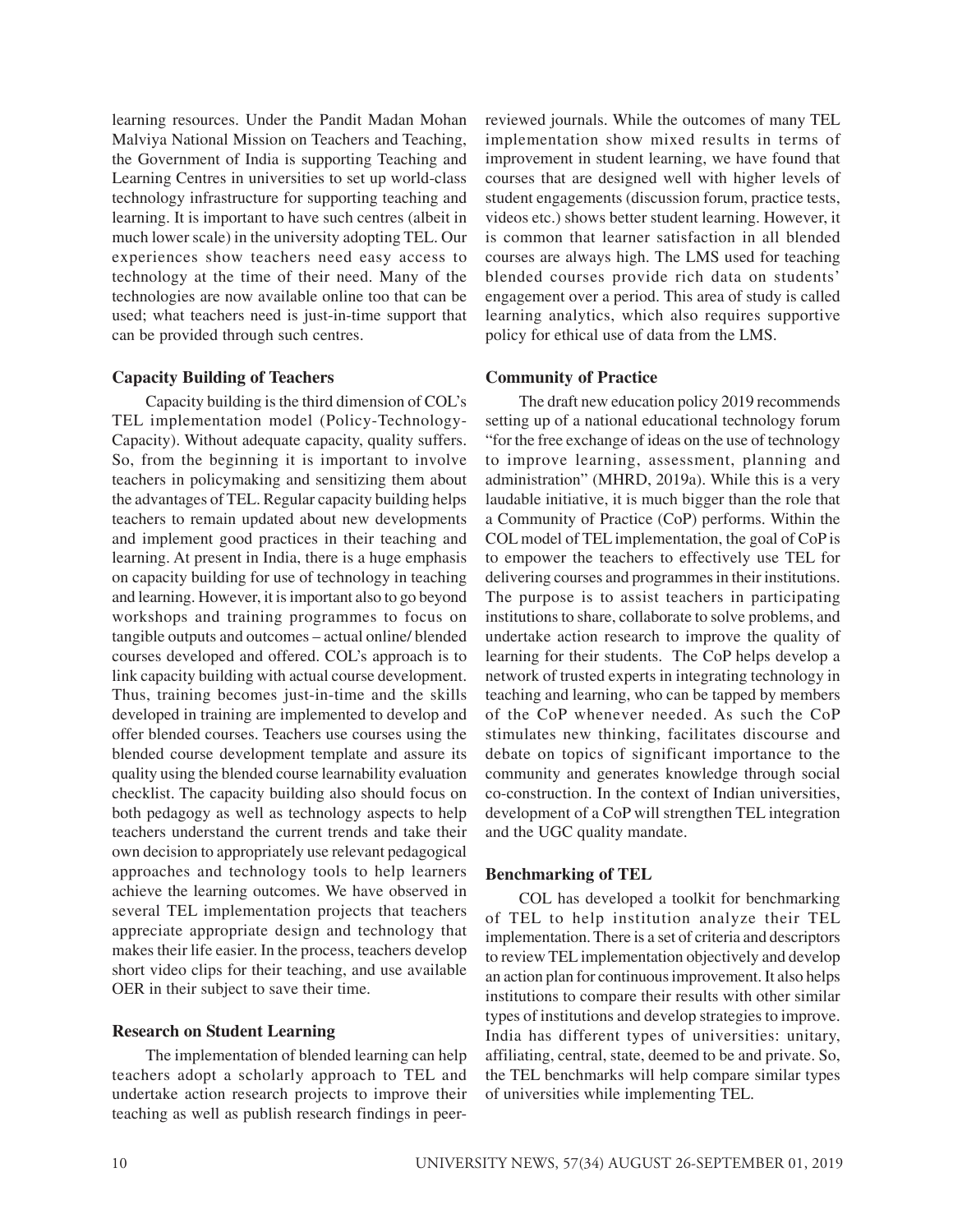learning resources. Under the Pandit Madan Mohan Malviya National Mission on Teachers and Teaching, the Government of India is supporting Teaching and Learning Centres in universities to set up world-class technology infrastructure for supporting teaching and learning. It is important to have such centres (albeit in much lower scale) in the university adopting TEL. Our experiences show teachers need easy access to technology at the time of their need. Many of the technologies are now available online too that can be used; what teachers need is just-in-time support that can be provided through such centres.

### Capacity Building of Teachers

Capacity building is the third dimension of COL's TEL implementation model (Policy-Technology-Capacity). Without adequate capacity, quality suffers. So, from the beginning it is important to involve teachers in policymaking and sensitizing them about the advantages of TEL. Regular capacity building helps teachers to remain updated about new developments and implement good practices in their teaching and learning. At present in India, there is a huge emphasis on capacity building for use of technology in teaching and learning. However, it is important also to go beyond workshops and training programmes to focus on tangible outputs and outcomes – actual online/ blended courses developed and offered. COL's approach is to link capacity building with actual course development. Thus, training becomes just-in-time and the skills developed in training are implemented to develop and offer blended courses. Teachers use courses using the blended course development template and assure its quality using the blended course learnability evaluation checklist. The capacity building also should focus on both pedagogy as well as technology aspects to help teachers understand the current trends and take their own decision to appropriately use relevant pedagogical approaches and technology tools to help learners achieve the learning outcomes. We have observed in several TEL implementation projects that teachers appreciate appropriate design and technology that makes their life easier. In the process, teachers develop short video clips for their teaching, and use available OER in their subject to save their time.

### Research on Student Learning

The implementation of blended learning can help teachers adopt a scholarly approach to TEL and undertake action research projects to improve their teaching as well as publish research findings in peer-reviewed journals. While the outcomes of many TEL implementation show mixed results in terms of improvement in student learning, we have found that courses that are designed well with higher levels of student engagements (discussion forum, practice tests, videos etc.) shows better student learning. However, it is common that learner satisfaction in all blended courses are always high. The LMS used for teaching blended courses provide rich data on students' engagement over a period. This area of study is called learning analytics, which also requires supportive policy for ethical use of data from the LMS.

### Community of Practice

The draft new education policy 2019 recommends setting up of a national educational technology forum "for the free exchange of ideas on the use of technology to improve learning, assessment, planning and administration" (MHRD, 2019a). While this is a very laudable initiative, it is much bigger than the role that a Community of Practice (CoP) performs. Within the COL model of TEL implementation, the goal of CoP is to empower the teachers to effectively use TEL for delivering courses and programmes in their institutions. The purpose is to assist teachers in participating institutions to share, collaborate to solve problems, and undertake action research to improve the quality of learning for their students. The CoP helps develop a network of trusted experts in integrating technology in teaching and learning, who can be tapped by members of the CoP whenever needed. As such the CoP stimulates new thinking, facilitates discourse and debate on topics of significant importance to the community and generates knowledge through social co-construction. In the context of Indian universities, development of a CoP will strengthen TEL integration and the UGC quality mandate.

### Benchmarking of TEL

COL has developed a toolkit for benchmarking of TEL to help institution analyze their TEL implementation. There is a set of criteria and descriptors to review TEL implementation objectively and develop an action plan for continuous improvement. It also helps institutions to compare their results with other similar types of institutions and develop strategies to improve. India has different types of universities: unitary, affiliating, central, state, deemed to be and private. So, the TEL benchmarks will help compare similar types of universities while implementing TEL.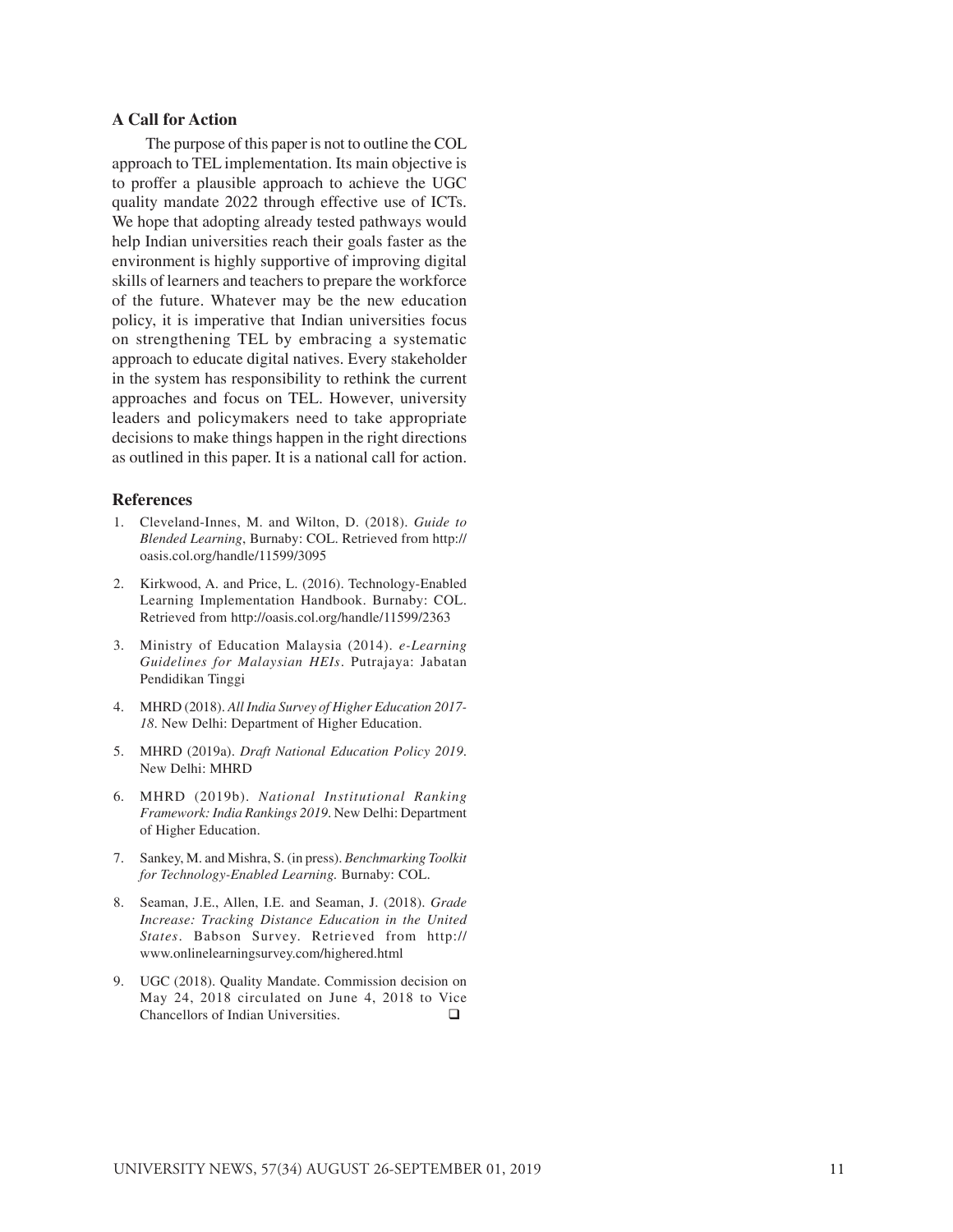### A Call for Action

The purpose of this paper is not to outline the COL approach to TEL implementation. Its main objective is to proffer a plausible approach to achieve the UGC quality mandate 2022 through effective use of ICTs. We hope that adopting already tested pathways would help Indian universities reach their goals faster as the environment is highly supportive of improving digital skills of learners and teachers to prepare the workforce of the future. Whatever may be the new education policy, it is imperative that Indian universities focus on strengthening TEL by embracing a systematic approach to educate digital natives. Every stakeholder in the system has responsibility to rethink the current approaches and focus on TEL. However, university leaders and policymakers need to take appropriate decisions to make things happen in the right directions as outlined in this paper. It is a national call for action.

### References

1. Cleveland-Innes, M. and Wilton, D. (2018). *Guide to Blended Learning*, Burnaby: COL. Retrieved from http://oasis.col.org/handle/11599/3095
2. Kirkwood, A. and Price, L. (2016). Technology-Enabled Learning Implementation Handbook. Burnaby: COL. Retrieved from http://oasis.col.org/handle/11599/2363
3. Ministry of Education Malaysia (2014). *e-Learning Guidelines for Malaysian HEIs*. Putrajaya: Jabatan Pendidikan Tinggi
4. MHRD (2018). *All India Survey of Higher Education 2017-18*. New Delhi: Department of Higher Education.
5. MHRD (2019a). *Draft National Education Policy 2019*. New Delhi: MHRD
6. MHRD (2019b). *National Institutional Ranking Framework: India Rankings 2019*. New Delhi: Department of Higher Education.
7. Sankey, M. and Mishra, S. (in press). *Benchmarking Toolkit for Technology-Enabled Learning.* Burnaby: COL.
8. Seaman, J.E., Allen, I.E. and Seaman, J. (2018). *Grade Increase: Tracking Distance Education in the United States*. Babson Survey. Retrieved from http://www.onlinelearningsurvey.com/highered.html
9. UGC (2018). Quality Mandate. Commission decision on May 24, 2018 circulated on June 4, 2018 to Vice Chancellors of Indian Universities. ❑